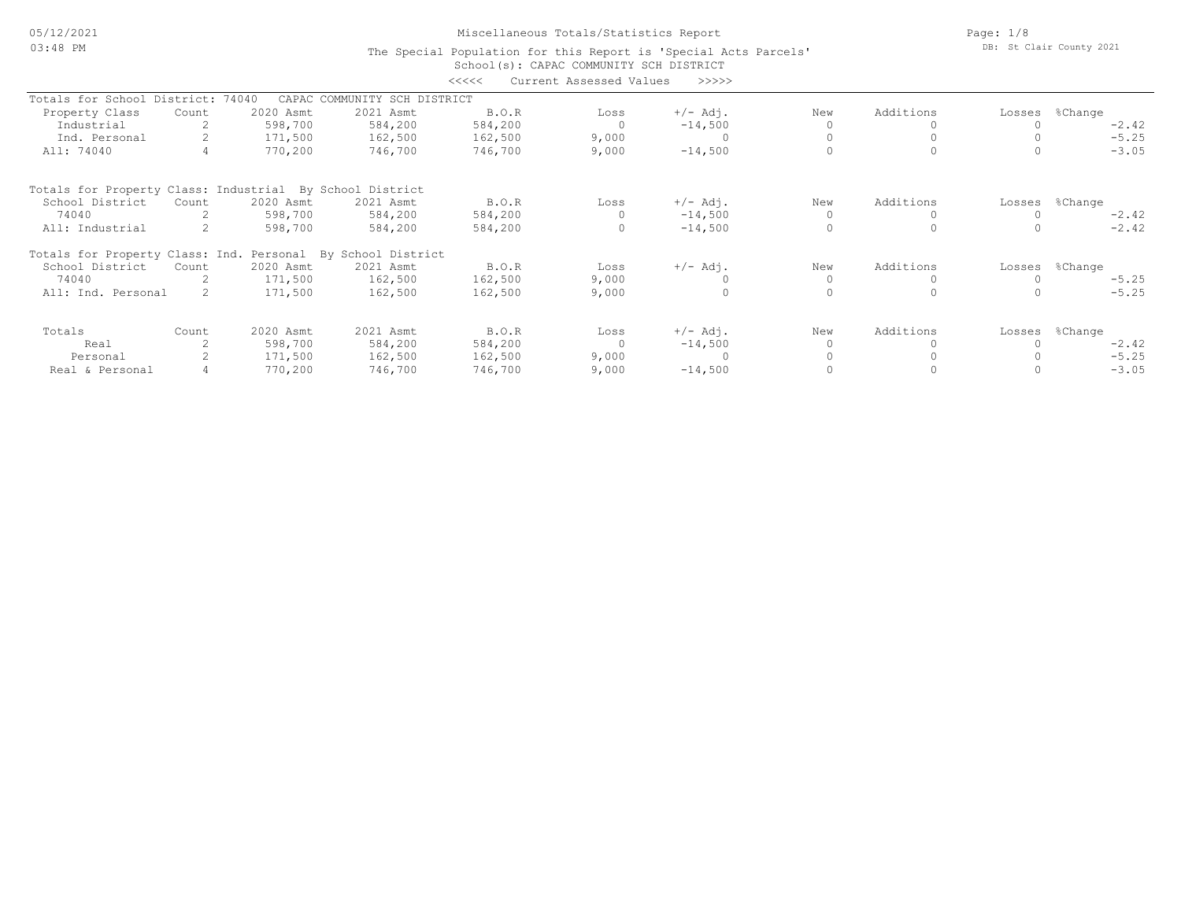# Miscellaneous Totals/Statistics Report

The Special Population for this Report is 'Special Acts Parcels'

School(s): CAPAC COMMUNITY SCH DISTRICT

<<<<< Current Assessed Values >>>>>

Totals for School District: 74040 CAPAC COMMUNITY SCH DISTRICT

| Property Class | Count | 2020 Asmt | 2021 Asmt | B.O.R | Loss | +/- Adj. | New | Additions | Losses | %Change |
|---|---|---|---|---|---|---|---|---|---|---|
| Industrial | 2 | 598,700 | 584,200 | 584,200 | 0 | -14,500 | 0 | 0 | 0 | -2.42 |
| Ind. Personal | 2 | 171,500 | 162,500 | 162,500 | 9,000 | 0 | 0 | 0 | 0 | -5.25 |
| All: 74040 | 4 | 770,200 | 746,700 | 746,700 | 9,000 | -14,500 | 0 | 0 | 0 | -3.05 |

Totals for Property Class: Industrial By School District

| School District | Count | 2020 Asmt | 2021 Asmt | B.O.R | Loss | +/- Adj. | New | Additions | Losses | %Change |
|---|---|---|---|---|---|---|---|---|---|---|
| 74040 | 2 | 598,700 | 584,200 | 584,200 | 0 | -14,500 | 0 | 0 | 0 | -2.42 |
| All: Industrial | 2 | 598,700 | 584,200 | 584,200 | 0 | -14,500 | 0 | 0 | 0 | -2.42 |

Totals for Property Class: Ind. Personal By School District

| School District | Count | 2020 Asmt | 2021 Asmt | B.O.R | Loss | +/- Adj. | New | Additions | Losses | %Change |
|---|---|---|---|---|---|---|---|---|---|---|
| 74040 | 2 | 171,500 | 162,500 | 162,500 | 9,000 | 0 | 0 | 0 | 0 | -5.25 |
| All: Ind. Personal | 2 | 171,500 | 162,500 | 162,500 | 9,000 | 0 | 0 | 0 | 0 | -5.25 |

| Totals | Count | 2020 Asmt | 2021 Asmt | B.O.R | Loss | +/- Adj. | New | Additions | Losses | %Change |
|---|---|---|---|---|---|---|---|---|---|---|
| Real | 2 | 598,700 | 584,200 | 584,200 | 0 | -14,500 | 0 | 0 | 0 | -2.42 |
| Personal | 2 | 171,500 | 162,500 | 162,500 | 9,000 | 0 | 0 | 0 | 0 | -5.25 |
| Real & Personal | 4 | 770,200 | 746,700 | 746,700 | 9,000 | -14,500 | 0 | 0 | 0 | -3.05 |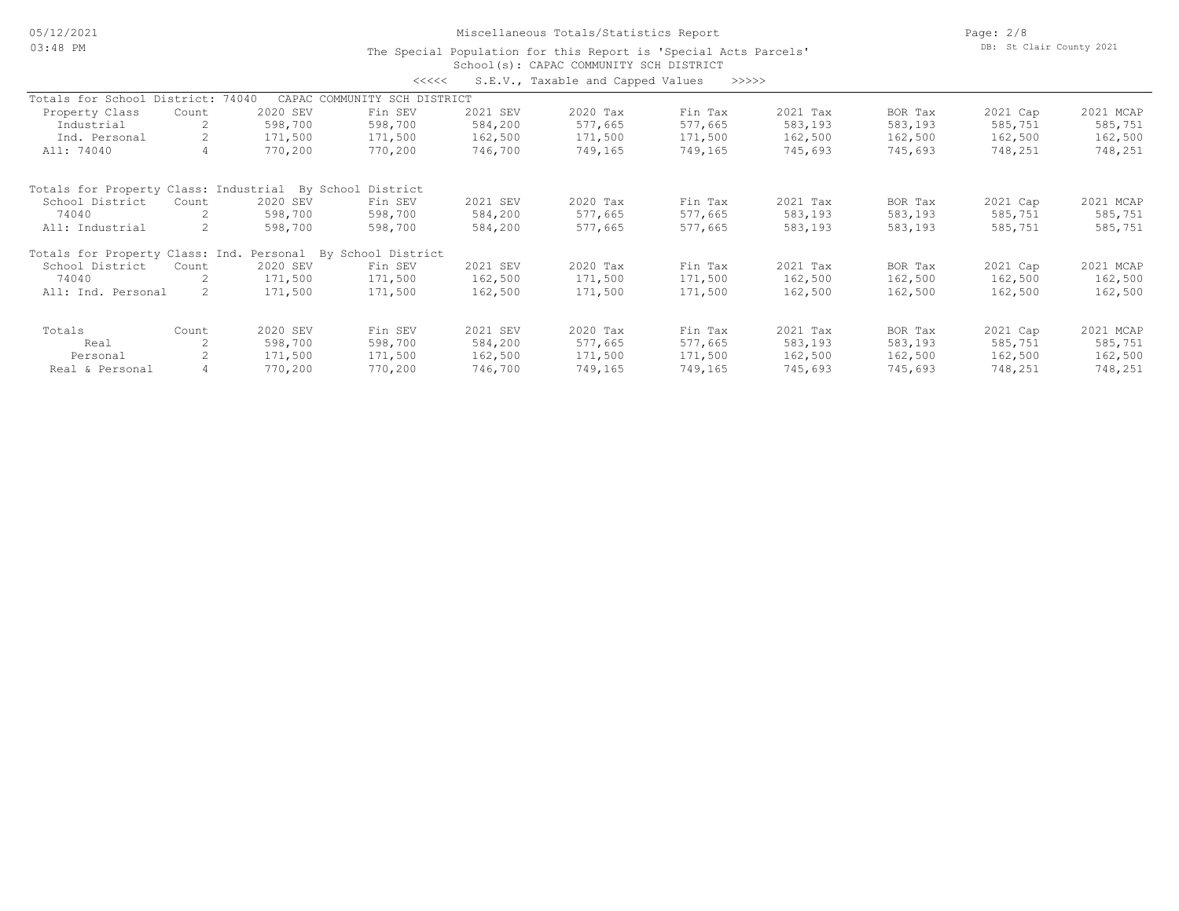# Miscellaneous Totals/Statistics Report

The Special Population for this Report is 'Special Acts Parcels'
School(s): CAPAC COMMUNITY SCH DISTRICT

<<<<< S.E.V., Taxable and Capped Values >>>>>

Totals for School District: 74040 CAPAC COMMUNITY SCH DISTRICT

| Property Class | Count | 2020 SEV | Fin SEV | 2021 SEV | 2020 Tax | Fin Tax | 2021 Tax | BOR Tax | 2021 Cap | 2021 MCAP |
|---|---|---|---|---|---|---|---|---|---|---|
| Industrial | 2 | 598,700 | 598,700 | 584,200 | 577,665 | 577,665 | 583,193 | 583,193 | 585,751 | 585,751 |
| Ind. Personal | 2 | 171,500 | 171,500 | 162,500 | 171,500 | 171,500 | 162,500 | 162,500 | 162,500 | 162,500 |
| All: 74040 | 4 | 770,200 | 770,200 | 746,700 | 749,165 | 749,165 | 745,693 | 745,693 | 748,251 | 748,251 |

Totals for Property Class: Industrial By School District

| School District | Count | 2020 SEV | Fin SEV | 2021 SEV | 2020 Tax | Fin Tax | 2021 Tax | BOR Tax | 2021 Cap | 2021 MCAP |
|---|---|---|---|---|---|---|---|---|---|---|
| 74040 | 2 | 598,700 | 598,700 | 584,200 | 577,665 | 577,665 | 583,193 | 583,193 | 585,751 | 585,751 |
| All: Industrial | 2 | 598,700 | 598,700 | 584,200 | 577,665 | 577,665 | 583,193 | 583,193 | 585,751 | 585,751 |

Totals for Property Class: Ind. Personal By School District

| School District | Count | 2020 SEV | Fin SEV | 2021 SEV | 2020 Tax | Fin Tax | 2021 Tax | BOR Tax | 2021 Cap | 2021 MCAP |
|---|---|---|---|---|---|---|---|---|---|---|
| 74040 | 2 | 171,500 | 171,500 | 162,500 | 171,500 | 171,500 | 162,500 | 162,500 | 162,500 | 162,500 |
| All: Ind. Personal | 2 | 171,500 | 171,500 | 162,500 | 171,500 | 171,500 | 162,500 | 162,500 | 162,500 | 162,500 |

| Totals | Count | 2020 SEV | Fin SEV | 2021 SEV | 2020 Tax | Fin Tax | 2021 Tax | BOR Tax | 2021 Cap | 2021 MCAP |
|---|---|---|---|---|---|---|---|---|---|---|
| Real | 2 | 598,700 | 598,700 | 584,200 | 577,665 | 577,665 | 583,193 | 583,193 | 585,751 | 585,751 |
| Personal | 2 | 171,500 | 171,500 | 162,500 | 171,500 | 171,500 | 162,500 | 162,500 | 162,500 | 162,500 |
| Real & Personal | 4 | 770,200 | 770,200 | 746,700 | 749,165 | 749,165 | 745,693 | 745,693 | 748,251 | 748,251 |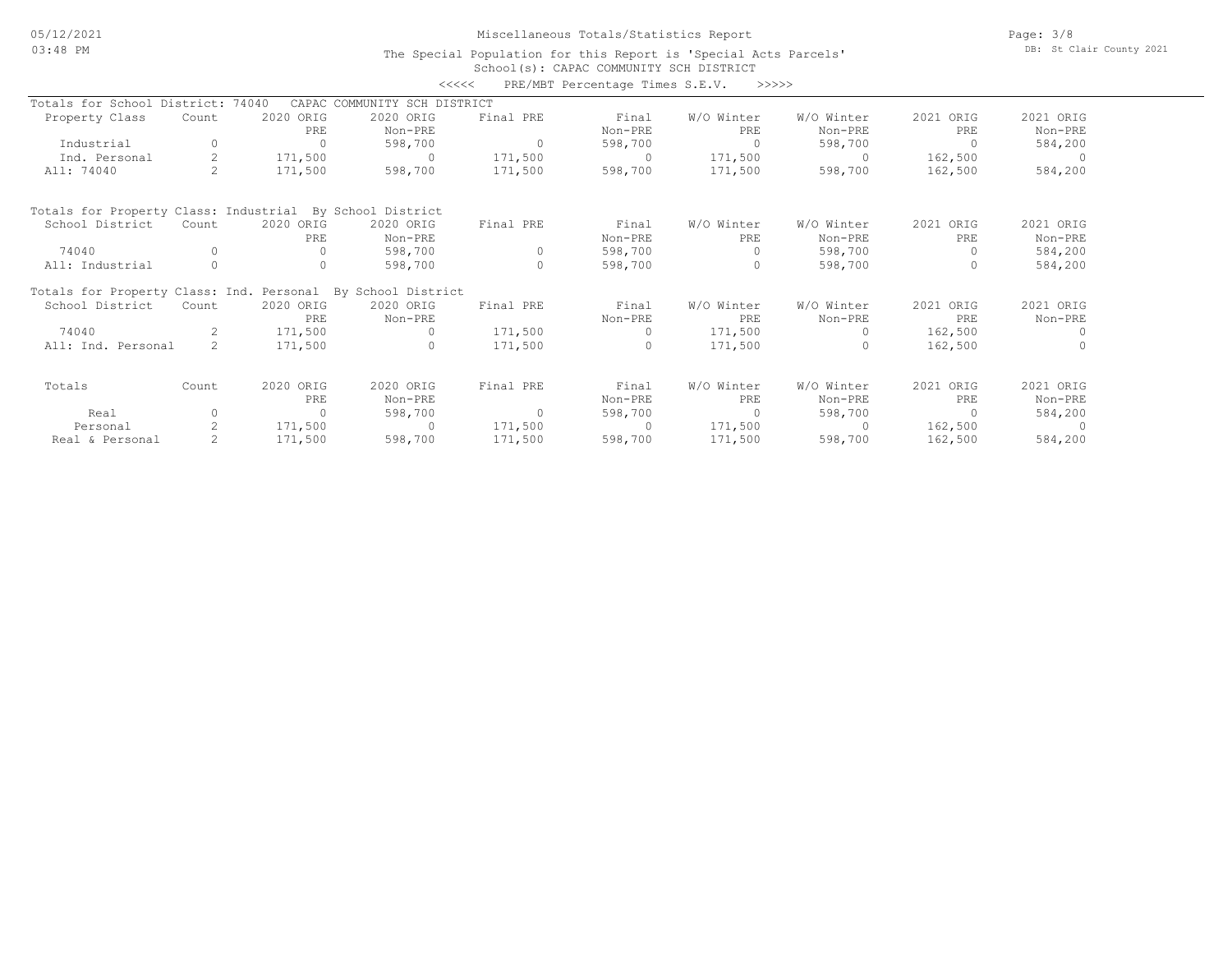Miscellaneous Totals/Statistics Report

The Special Population for this Report is 'Special Acts Parcels'
School(s): CAPAC COMMUNITY SCH DISTRICT

<<<<< PRE/MBT Percentage Times S.E.V. >>>>>

Totals for School District: 74040 CAPAC COMMUNITY SCH DISTRICT

| Property Class | Count | 2020 ORIG PRE | 2020 ORIG Non-PRE | Final PRE | Final Non-PRE | W/O Winter PRE | W/O Winter Non-PRE | 2021 ORIG PRE | 2021 ORIG Non-PRE |
|---|---|---|---|---|---|---|---|---|---|
| Industrial | 0 | 0 | 598,700 | 0 | 598,700 | 0 | 598,700 | 0 | 584,200 |
| Ind. Personal | 2 | 171,500 | 0 | 171,500 | 0 | 171,500 | 0 | 162,500 | 0 |
| All: 74040 | 2 | 171,500 | 598,700 | 171,500 | 598,700 | 171,500 | 598,700 | 162,500 | 584,200 |

Totals for Property Class: Industrial By School District

| School District | Count | 2020 ORIG PRE | 2020 ORIG Non-PRE | Final PRE | Final Non-PRE | W/O Winter PRE | W/O Winter Non-PRE | 2021 ORIG PRE | 2021 ORIG Non-PRE |
|---|---|---|---|---|---|---|---|---|---|
| 74040 | 0 | 0 | 598,700 | 0 | 598,700 | 0 | 598,700 | 0 | 584,200 |
| All: Industrial | 0 | 0 | 598,700 | 0 | 598,700 | 0 | 598,700 | 0 | 584,200 |

Totals for Property Class: Ind. Personal By School District

| School District | Count | 2020 ORIG PRE | 2020 ORIG Non-PRE | Final PRE | Final Non-PRE | W/O Winter PRE | W/O Winter Non-PRE | 2021 ORIG PRE | 2021 ORIG Non-PRE |
|---|---|---|---|---|---|---|---|---|---|
| 74040 | 2 | 171,500 | 0 | 171,500 | 0 | 171,500 | 0 | 162,500 | 0 |
| All: Ind. Personal | 2 | 171,500 | 0 | 171,500 | 0 | 171,500 | 0 | 162,500 | 0 |

| Totals | Count | 2020 ORIG PRE | 2020 ORIG Non-PRE | Final PRE | Final Non-PRE | W/O Winter PRE | W/O Winter Non-PRE | 2021 ORIG PRE | 2021 ORIG Non-PRE |
|---|---|---|---|---|---|---|---|---|---|
| Real | 0 | 0 | 598,700 | 0 | 598,700 | 0 | 598,700 | 0 | 584,200 |
| Personal | 2 | 171,500 | 0 | 171,500 | 0 | 171,500 | 0 | 162,500 | 0 |
| Real & Personal | 2 | 171,500 | 598,700 | 171,500 | 598,700 | 171,500 | 598,700 | 162,500 | 584,200 |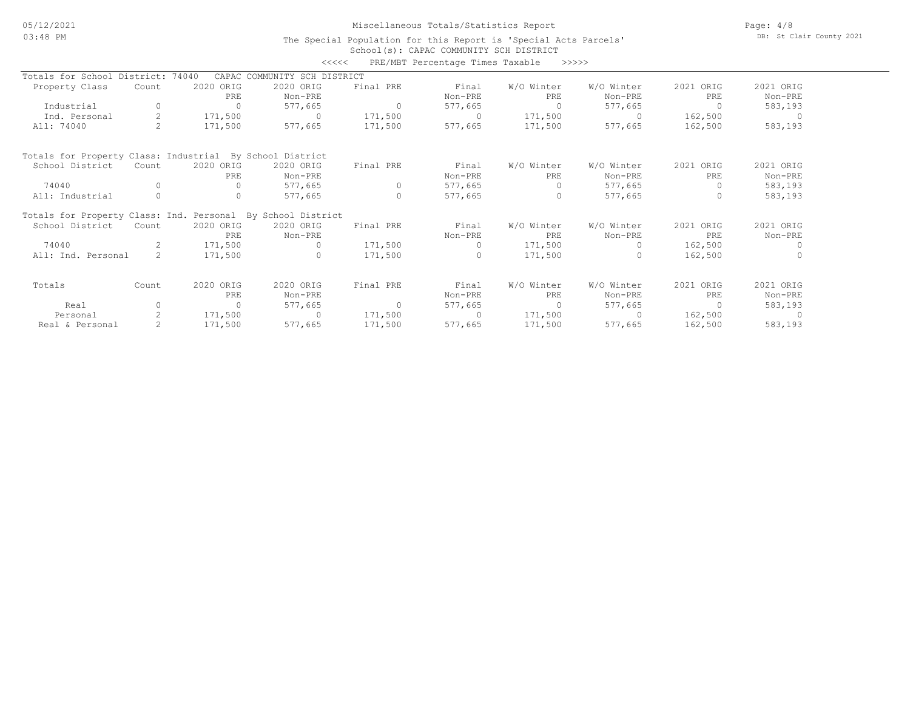Miscellaneous Totals/Statistics Report

The Special Population for this Report is 'Special Acts Parcels'

School(s): CAPAC COMMUNITY SCH DISTRICT

<<<<< PRE/MBT Percentage Times Taxable >>>>>

Totals for School District: 74040 CAPAC COMMUNITY SCH DISTRICT

| Property Class | Count | 2020 ORIG PRE | 2020 ORIG Non-PRE | Final PRE | Final Non-PRE | W/O Winter PRE | W/O Winter Non-PRE | 2021 ORIG PRE | 2021 ORIG Non-PRE |
|---|---|---|---|---|---|---|---|---|---|
| Industrial | 0 | 0 | 577,665 | 0 | 577,665 | 0 | 577,665 | 0 | 583,193 |
| Ind. Personal | 2 | 171,500 | 0 | 171,500 | 0 | 171,500 | 0 | 162,500 | 0 |
| All: 74040 | 2 | 171,500 | 577,665 | 171,500 | 577,665 | 171,500 | 577,665 | 162,500 | 583,193 |

Totals for Property Class: Industrial By School District

| School District | Count | 2020 ORIG PRE | 2020 ORIG Non-PRE | Final PRE | Final Non-PRE | W/O Winter PRE | W/O Winter Non-PRE | 2021 ORIG PRE | 2021 ORIG Non-PRE |
|---|---|---|---|---|---|---|---|---|---|
| 74040 | 0 | 0 | 577,665 | 0 | 577,665 | 0 | 577,665 | 0 | 583,193 |
| All: Industrial | 0 | 0 | 577,665 | 0 | 577,665 | 0 | 577,665 | 0 | 583,193 |

Totals for Property Class: Ind. Personal By School District

| School District | Count | 2020 ORIG PRE | 2020 ORIG Non-PRE | Final PRE | Final Non-PRE | W/O Winter PRE | W/O Winter Non-PRE | 2021 ORIG PRE | 2021 ORIG Non-PRE |
|---|---|---|---|---|---|---|---|---|---|
| 74040 | 2 | 171,500 | 0 | 171,500 | 0 | 171,500 | 0 | 162,500 | 0 |
| All: Ind. Personal | 2 | 171,500 | 0 | 171,500 | 0 | 171,500 | 0 | 162,500 | 0 |

| Totals | Count | 2020 ORIG PRE | 2020 ORIG Non-PRE | Final PRE | Final Non-PRE | W/O Winter PRE | W/O Winter Non-PRE | 2021 ORIG PRE | 2021 ORIG Non-PRE |
|---|---|---|---|---|---|---|---|---|---|
| Real | 0 | 0 | 577,665 | 0 | 577,665 | 0 | 577,665 | 0 | 583,193 |
| Personal | 2 | 171,500 | 0 | 171,500 | 0 | 171,500 | 0 | 162,500 | 0 |
| Real & Personal | 2 | 171,500 | 577,665 | 171,500 | 577,665 | 171,500 | 577,665 | 162,500 | 583,193 |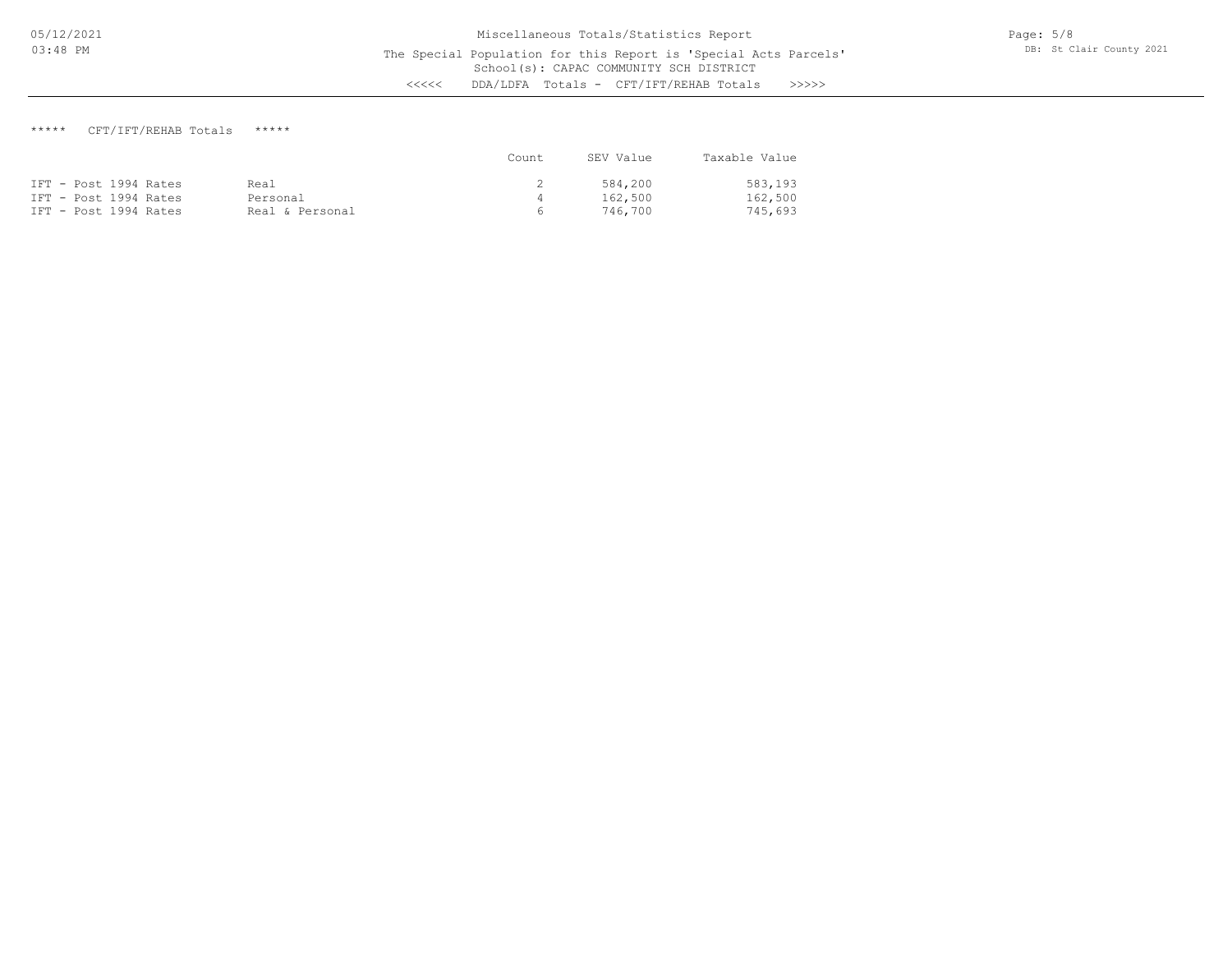Miscellaneous Totals/Statistics Report

The Special Population for this Report is 'Special Acts Parcels'

School(s): CAPAC COMMUNITY SCH DISTRICT

<<<<< DDA/LDFA Totals - CFT/IFT/REHAB Totals >>>>>

***** CFT/IFT/REHAB Totals *****

| | | Count | SEV Value | Taxable Value |
|---|---|---|---|---|
| IFT - Post 1994 Rates | Real | 2 | 584,200 | 583,193 |
| IFT - Post 1994 Rates | Personal | 4 | 162,500 | 162,500 |
| IFT - Post 1994 Rates | Real & Personal | 6 | 746,700 | 745,693 |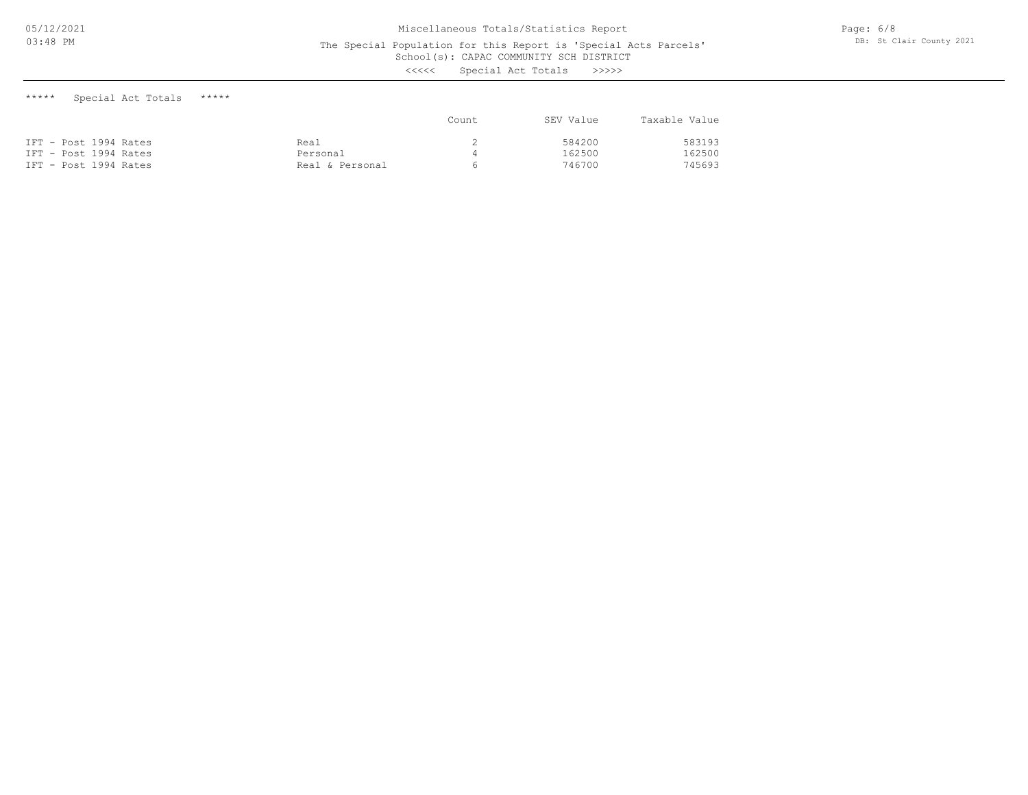# Miscellaneous Totals/Statistics Report

The Special Population for this Report is 'Special Acts Parcels'
School(s): CAPAC COMMUNITY SCH DISTRICT
<<<<< Special Act Totals >>>>>

## ***** Special Act Totals *****

| | | Count | SEV Value | Taxable Value |
|---|---|---|---|---|
| IFT - Post 1994 Rates | Real | 2 | 584200 | 583193 |
| IFT - Post 1994 Rates | Personal | 4 | 162500 | 162500 |
| IFT - Post 1994 Rates | Real & Personal | 6 | 746700 | 745693 |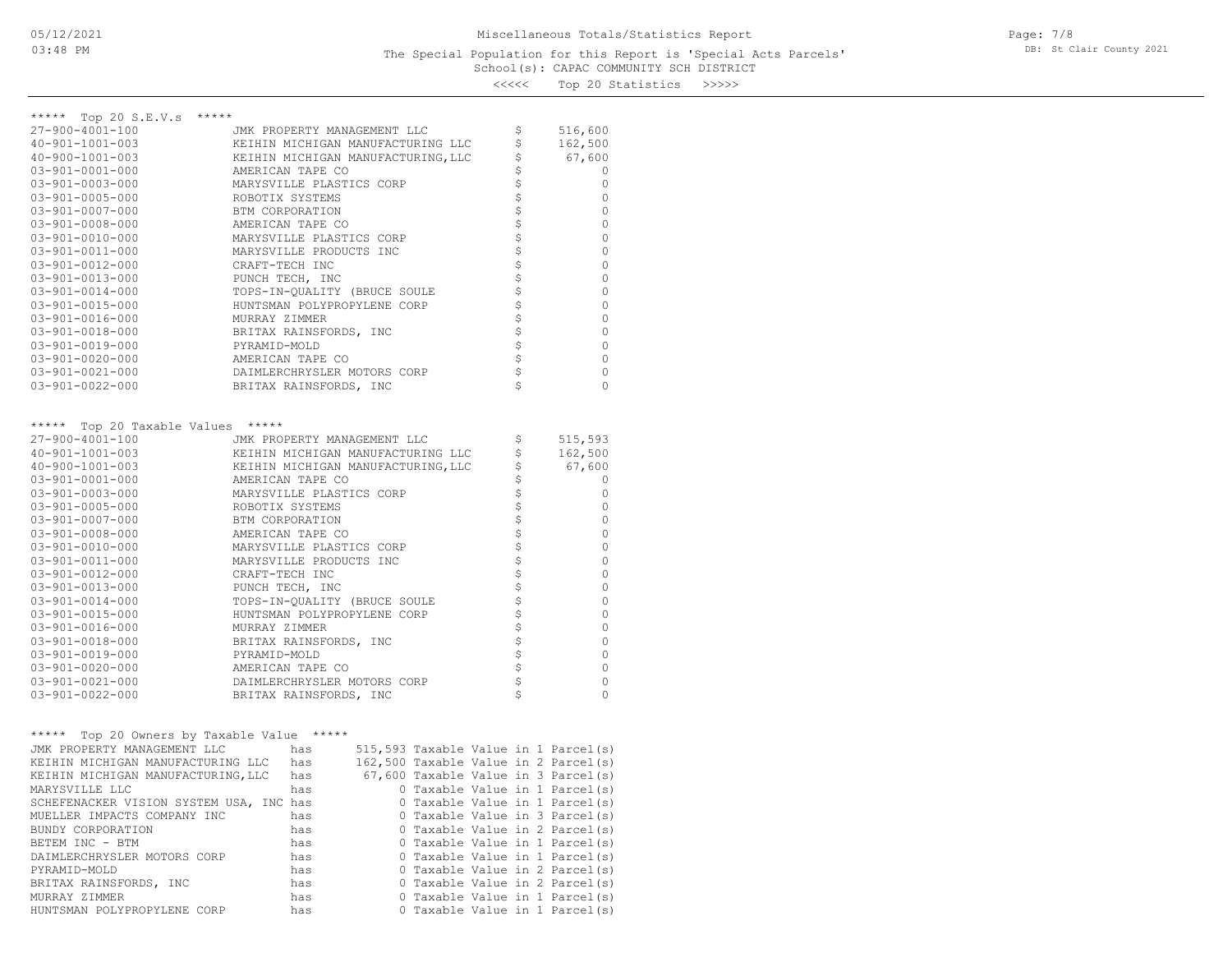# Miscellaneous Totals/Statistics Report

The Special Population for this Report is 'Special Acts Parcels'

School(s): CAPAC COMMUNITY SCH DISTRICT

<<<<< Top 20 Statistics >>>>>

## ***** Top 20 S.E.V.s *****

| Parcel | Owner | | Value |
|---|---|---|---|
| 27-900-4001-100 | JMK PROPERTY MANAGEMENT LLC | $ | 516,600 |
| 40-901-1001-003 | KEIHIN MICHIGAN MANUFACTURING LLC | $ | 162,500 |
| 40-900-1001-003 | KEIHIN MICHIGAN MANUFACTURING,LLC | $ | 67,600 |
| 03-901-0001-000 | AMERICAN TAPE CO | $ | 0 |
| 03-901-0003-000 | MARYSVILLE PLASTICS CORP | $ | 0 |
| 03-901-0005-000 | ROBOTIX SYSTEMS | $ | 0 |
| 03-901-0007-000 | BTM CORPORATION | $ | 0 |
| 03-901-0008-000 | AMERICAN TAPE CO | $ | 0 |
| 03-901-0010-000 | MARYSVILLE PLASTICS CORP | $ | 0 |
| 03-901-0011-000 | MARYSVILLE PRODUCTS INC | $ | 0 |
| 03-901-0012-000 | CRAFT-TECH INC | $ | 0 |
| 03-901-0013-000 | PUNCH TECH, INC | $ | 0 |
| 03-901-0014-000 | TOPS-IN-QUALITY (BRUCE SOULE | $ | 0 |
| 03-901-0015-000 | HUNTSMAN POLYPROPYLENE CORP | $ | 0 |
| 03-901-0016-000 | MURRAY ZIMMER | $ | 0 |
| 03-901-0018-000 | BRITAX RAINSFORDS, INC | $ | 0 |
| 03-901-0019-000 | PYRAMID-MOLD | $ | 0 |
| 03-901-0020-000 | AMERICAN TAPE CO | $ | 0 |
| 03-901-0021-000 | DAIMLERCHRYSLER MOTORS CORP | $ | 0 |
| 03-901-0022-000 | BRITAX RAINSFORDS, INC | $ | 0 |

## ***** Top 20 Taxable Values *****

| Parcel | Owner | | Value |
|---|---|---|---|
| 27-900-4001-100 | JMK PROPERTY MANAGEMENT LLC | $ | 515,593 |
| 40-901-1001-003 | KEIHIN MICHIGAN MANUFACTURING LLC | $ | 162,500 |
| 40-900-1001-003 | KEIHIN MICHIGAN MANUFACTURING,LLC | $ | 67,600 |
| 03-901-0001-000 | AMERICAN TAPE CO | $ | 0 |
| 03-901-0003-000 | MARYSVILLE PLASTICS CORP | $ | 0 |
| 03-901-0005-000 | ROBOTIX SYSTEMS | $ | 0 |
| 03-901-0007-000 | BTM CORPORATION | $ | 0 |
| 03-901-0008-000 | AMERICAN TAPE CO | $ | 0 |
| 03-901-0010-000 | MARYSVILLE PLASTICS CORP | $ | 0 |
| 03-901-0011-000 | MARYSVILLE PRODUCTS INC | $ | 0 |
| 03-901-0012-000 | CRAFT-TECH INC | $ | 0 |
| 03-901-0013-000 | PUNCH TECH, INC | $ | 0 |
| 03-901-0014-000 | TOPS-IN-QUALITY (BRUCE SOULE | $ | 0 |
| 03-901-0015-000 | HUNTSMAN POLYPROPYLENE CORP | $ | 0 |
| 03-901-0016-000 | MURRAY ZIMMER | $ | 0 |
| 03-901-0018-000 | BRITAX RAINSFORDS, INC | $ | 0 |
| 03-901-0019-000 | PYRAMID-MOLD | $ | 0 |
| 03-901-0020-000 | AMERICAN TAPE CO | $ | 0 |
| 03-901-0021-000 | DAIMLERCHRYSLER MOTORS CORP | $ | 0 |
| 03-901-0022-000 | BRITAX RAINSFORDS, INC | $ | 0 |

## ***** Top 20 Owners by Taxable Value *****

| Owner | | Taxable Value | | Parcel(s) |
|---|---|---|---|---|
| JMK PROPERTY MANAGEMENT LLC | has | 515,593 | Taxable Value in | 1 Parcel(s) |
| KEIHIN MICHIGAN MANUFACTURING LLC | has | 162,500 | Taxable Value in | 2 Parcel(s) |
| KEIHIN MICHIGAN MANUFACTURING,LLC | has | 67,600 | Taxable Value in | 3 Parcel(s) |
| MARYSVILLE LLC | has | 0 | Taxable Value in | 1 Parcel(s) |
| SCHEFENACKER VISION SYSTEM USA, INC | has | 0 | Taxable Value in | 1 Parcel(s) |
| MUELLER IMPACTS COMPANY INC | has | 0 | Taxable Value in | 3 Parcel(s) |
| BUNDY CORPORATION | has | 0 | Taxable Value in | 2 Parcel(s) |
| BETEM INC - BTM | has | 0 | Taxable Value in | 1 Parcel(s) |
| DAIMLERCHRYSLER MOTORS CORP | has | 0 | Taxable Value in | 1 Parcel(s) |
| PYRAMID-MOLD | has | 0 | Taxable Value in | 2 Parcel(s) |
| BRITAX RAINSFORDS, INC | has | 0 | Taxable Value in | 2 Parcel(s) |
| MURRAY ZIMMER | has | 0 | Taxable Value in | 1 Parcel(s) |
| HUNTSMAN POLYPROPYLENE CORP | has | 0 | Taxable Value in | 1 Parcel(s) |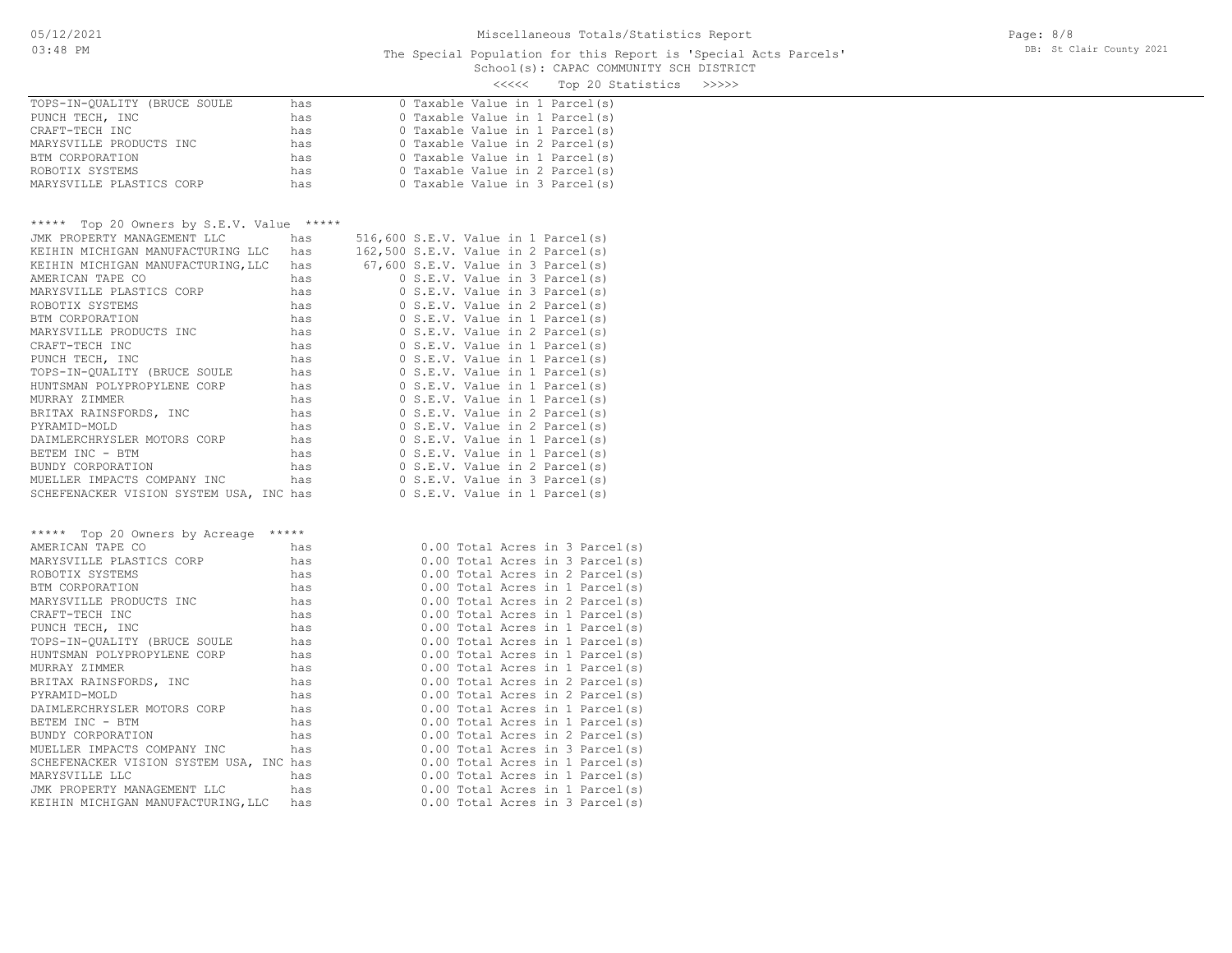Miscellaneous Totals/Statistics Report

The Special Population for this Report is 'Special Acts Parcels'

School(s): CAPAC COMMUNITY SCH DISTRICT

<<<<< Top 20 Statistics >>>>>

```
TOPS-IN-QUALITY (BRUCE SOULE        has          0 Taxable Value in 1 Parcel(s)
PUNCH TECH, INC                     has          0 Taxable Value in 1 Parcel(s)
CRAFT-TECH INC                      has          0 Taxable Value in 1 Parcel(s)
MARYSVILLE PRODUCTS INC             has          0 Taxable Value in 2 Parcel(s)
BTM CORPORATION                     has          0 Taxable Value in 1 Parcel(s)
ROBOTIX SYSTEMS                     has          0 Taxable Value in 2 Parcel(s)
MARYSVILLE PLASTICS CORP            has          0 Taxable Value in 3 Parcel(s)
```

```
*****  Top 20 Owners by S.E.V. Value  *****
JMK PROPERTY MANAGEMENT LLC         has    516,600 S.E.V. Value in 1 Parcel(s)
KEIHIN MICHIGAN MANUFACTURING LLC   has    162,500 S.E.V. Value in 2 Parcel(s)
KEIHIN MICHIGAN MANUFACTURING,LLC   has     67,600 S.E.V. Value in 3 Parcel(s)
AMERICAN TAPE CO                    has          0 S.E.V. Value in 3 Parcel(s)
MARYSVILLE PLASTICS CORP            has          0 S.E.V. Value in 3 Parcel(s)
ROBOTIX SYSTEMS                     has          0 S.E.V. Value in 2 Parcel(s)
BTM CORPORATION                     has          0 S.E.V. Value in 1 Parcel(s)
MARYSVILLE PRODUCTS INC             has          0 S.E.V. Value in 2 Parcel(s)
CRAFT-TECH INC                      has          0 S.E.V. Value in 1 Parcel(s)
PUNCH TECH, INC                     has          0 S.E.V. Value in 1 Parcel(s)
TOPS-IN-QUALITY (BRUCE SOULE        has          0 S.E.V. Value in 1 Parcel(s)
HUNTSMAN POLYPROPYLENE CORP         has          0 S.E.V. Value in 1 Parcel(s)
MURRAY ZIMMER                       has          0 S.E.V. Value in 1 Parcel(s)
BRITAX RAINSFORDS, INC              has          0 S.E.V. Value in 2 Parcel(s)
PYRAMID-MOLD                        has          0 S.E.V. Value in 2 Parcel(s)
DAIMLERCHRYSLER MOTORS CORP         has          0 S.E.V. Value in 1 Parcel(s)
BETEM INC - BTM                     has          0 S.E.V. Value in 1 Parcel(s)
BUNDY CORPORATION                   has          0 S.E.V. Value in 2 Parcel(s)
MUELLER IMPACTS COMPANY INC         has          0 S.E.V. Value in 3 Parcel(s)
SCHEFENACKER VISION SYSTEM USA, INC has          0 S.E.V. Value in 1 Parcel(s)
```

```
*****  Top 20 Owners by Acreage  *****
AMERICAN TAPE CO                    has          0.00 Total Acres in 3 Parcel(s)
MARYSVILLE PLASTICS CORP            has          0.00 Total Acres in 3 Parcel(s)
ROBOTIX SYSTEMS                     has          0.00 Total Acres in 2 Parcel(s)
BTM CORPORATION                     has          0.00 Total Acres in 1 Parcel(s)
MARYSVILLE PRODUCTS INC             has          0.00 Total Acres in 2 Parcel(s)
CRAFT-TECH INC                      has          0.00 Total Acres in 1 Parcel(s)
PUNCH TECH, INC                     has          0.00 Total Acres in 1 Parcel(s)
TOPS-IN-QUALITY (BRUCE SOULE        has          0.00 Total Acres in 1 Parcel(s)
HUNTSMAN POLYPROPYLENE CORP         has          0.00 Total Acres in 1 Parcel(s)
MURRAY ZIMMER                       has          0.00 Total Acres in 1 Parcel(s)
BRITAX RAINSFORDS, INC              has          0.00 Total Acres in 2 Parcel(s)
PYRAMID-MOLD                        has          0.00 Total Acres in 2 Parcel(s)
DAIMLERCHRYSLER MOTORS CORP         has          0.00 Total Acres in 1 Parcel(s)
BETEM INC - BTM                     has          0.00 Total Acres in 1 Parcel(s)
BUNDY CORPORATION                   has          0.00 Total Acres in 2 Parcel(s)
MUELLER IMPACTS COMPANY INC         has          0.00 Total Acres in 3 Parcel(s)
SCHEFENACKER VISION SYSTEM USA, INC has          0.00 Total Acres in 1 Parcel(s)
MARYSVILLE LLC                      has          0.00 Total Acres in 1 Parcel(s)
JMK PROPERTY MANAGEMENT LLC         has          0.00 Total Acres in 1 Parcel(s)
KEIHIN MICHIGAN MANUFACTURING,LLC   has          0.00 Total Acres in 3 Parcel(s)
```